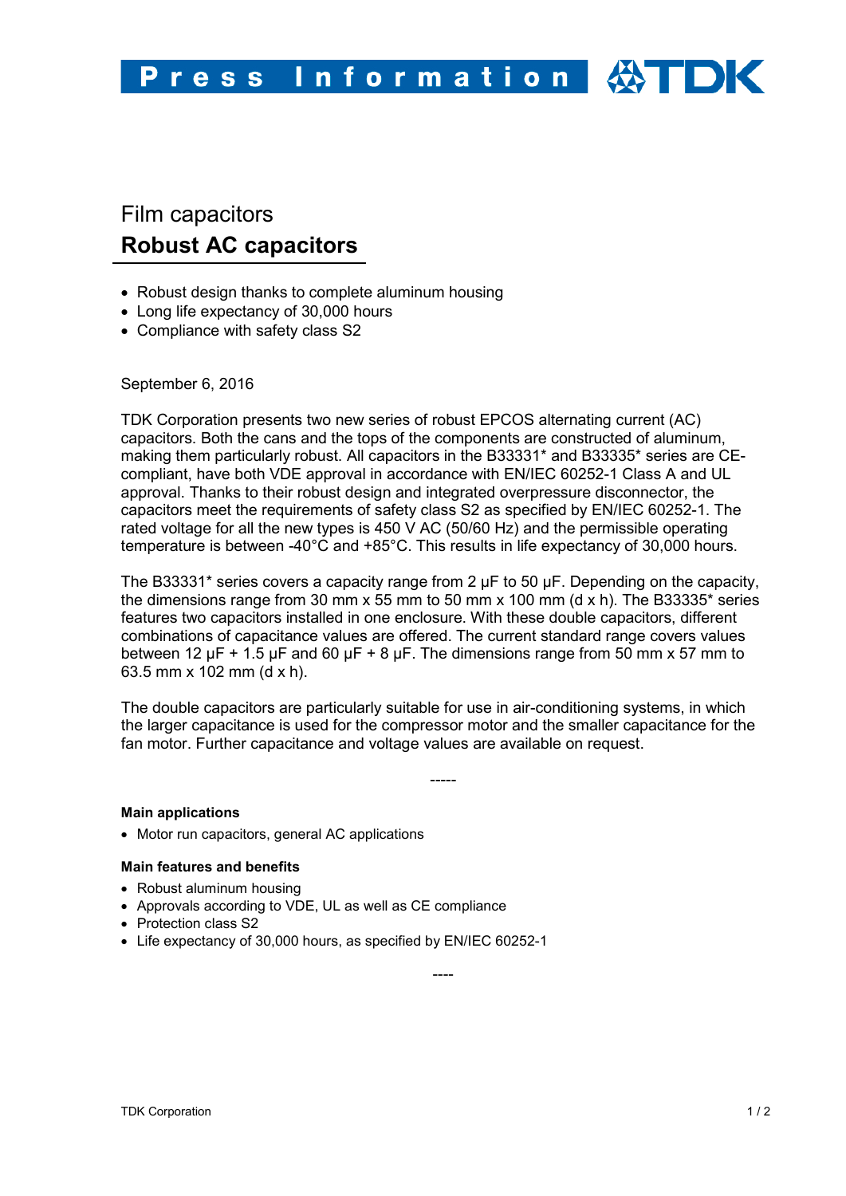# Press Information

Film capacitors

## Robust AC capacitors

- Robust design thanks to complete aluminum housing
- Long life expectancy of 30,000 hours
- Compliance with safety class S2

September 6, 2016

TDK Corporation presents two new series of robust EPCOS alternating current (AC) capacitors. Both the cans and the tops of the components are constructed of aluminum, making them particularly robust. All capacitors in the B33331* and B33335* series are CE-compliant, have both VDE approval in accordance with EN/IEC 60252-1 Class A and UL approval. Thanks to their robust design and integrated overpressure disconnector, the capacitors meet the requirements of safety class S2 as specified by EN/IEC 60252-1. The rated voltage for all the new types is 450 V AC (50/60 Hz) and the permissible operating temperature is between -40°C and +85°C. This results in life expectancy of 30,000 hours.

The B33331* series covers a capacity range from 2 µF to 50 µF. Depending on the capacity, the dimensions range from 30 mm x 55 mm to 50 mm x 100 mm (d x h). The B33335* series features two capacitors installed in one enclosure. With these double capacitors, different combinations of capacitance values are offered. The current standard range covers values between 12 µF + 1.5 µF and 60 µF + 8 µF. The dimensions range from 50 mm x 57 mm to 63.5 mm x 102 mm (d x h).

The double capacitors are particularly suitable for use in air-conditioning systems, in which the larger capacitance is used for the compressor motor and the smaller capacitance for the fan motor. Further capacitance and voltage values are available on request.

-----

**Main applications**

- Motor run capacitors, general AC applications

**Main features and benefits**

- Robust aluminum housing
- Approvals according to VDE, UL as well as CE compliance
- Protection class S2
- Life expectancy of 30,000 hours, as specified by EN/IEC 60252-1

----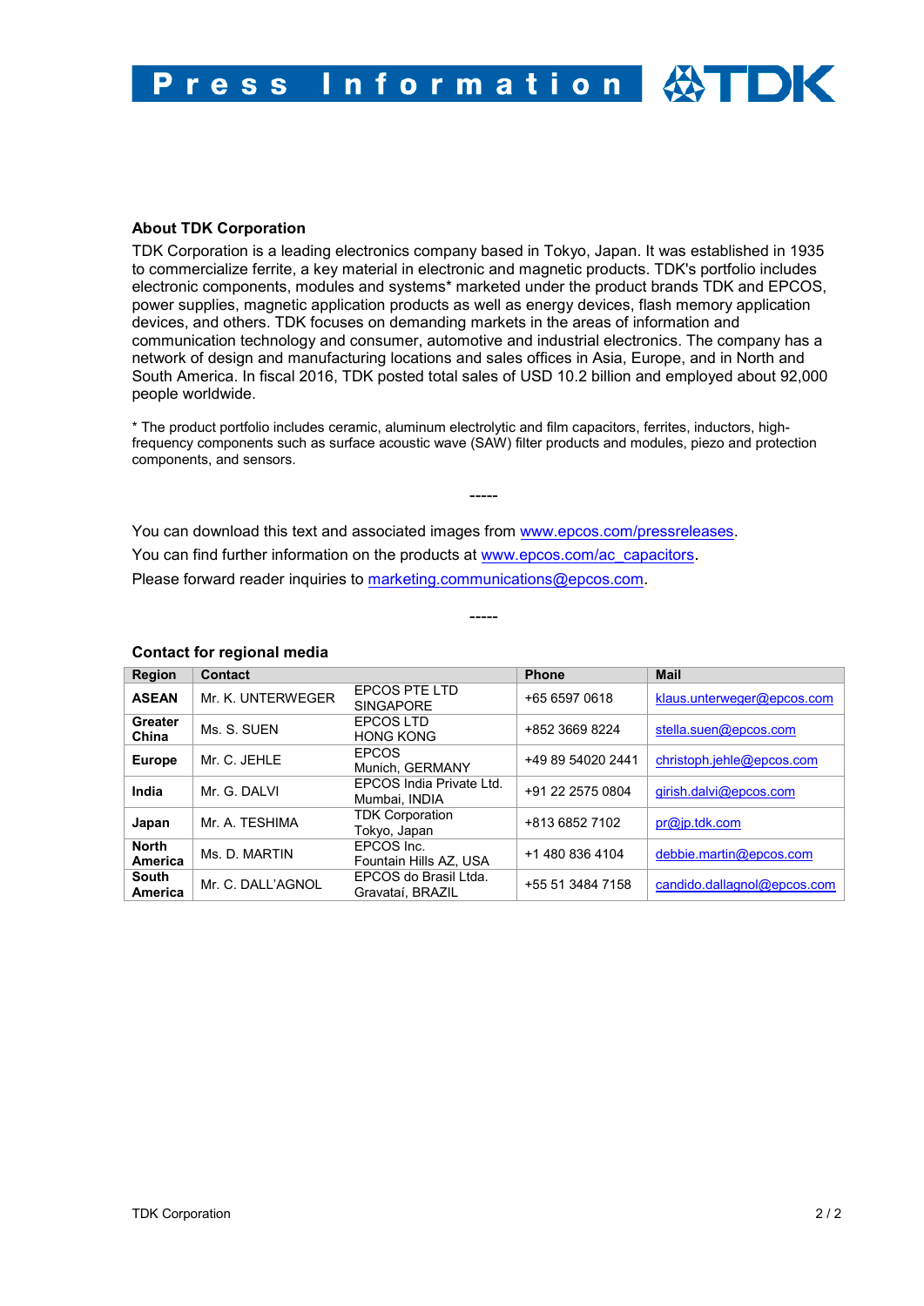## About TDK Corporation

TDK Corporation is a leading electronics company based in Tokyo, Japan. It was established in 1935 to commercialize ferrite, a key material in electronic and magnetic products. TDK's portfolio includes electronic components, modules and systems* marketed under the product brands TDK and EPCOS, power supplies, magnetic application products as well as energy devices, flash memory application devices, and others. TDK focuses on demanding markets in the areas of information and communication technology and consumer, automotive and industrial electronics. The company has a network of design and manufacturing locations and sales offices in Asia, Europe, and in North and South America. In fiscal 2016, TDK posted total sales of USD 10.2 billion and employed about 92,000 people worldwide.

* The product portfolio includes ceramic, aluminum electrolytic and film capacitors, ferrites, inductors, high-frequency components such as surface acoustic wave (SAW) filter products and modules, piezo and protection components, and sensors.

-----

You can download this text and associated images from www.epcos.com/pressreleases.

You can find further information on the products at www.epcos.com/ac_capacitors.

Please forward reader inquiries to marketing.communications@epcos.com.

-----

### Contact for regional media

| Region | Contact | | Phone | Mail |
|---|---|---|---|---|
| **ASEAN** | Mr. K. UNTERWEGER | EPCOS PTE LTD SINGAPORE | +65 6597 0618 | klaus.unterweger@epcos.com |
| **Greater China** | Ms. S. SUEN | EPCOS LTD HONG KONG | +852 3669 8224 | stella.suen@epcos.com |
| **Europe** | Mr. C. JEHLE | EPCOS Munich, GERMANY | +49 89 54020 2441 | christoph.jehle@epcos.com |
| **India** | Mr. G. DALVI | EPCOS India Private Ltd. Mumbai, INDIA | +91 22 2575 0804 | girish.dalvi@epcos.com |
| **Japan** | Mr. A. TESHIMA | TDK Corporation Tokyo, Japan | +813 6852 7102 | pr@jp.tdk.com |
| **North America** | Ms. D. MARTIN | EPCOS Inc. Fountain Hills AZ, USA | +1 480 836 4104 | debbie.martin@epcos.com |
| **South America** | Mr. C. DALL'AGNOL | EPCOS do Brasil Ltda. Gravataí, BRAZIL | +55 51 3484 7158 | candido.dallagnol@epcos.com |